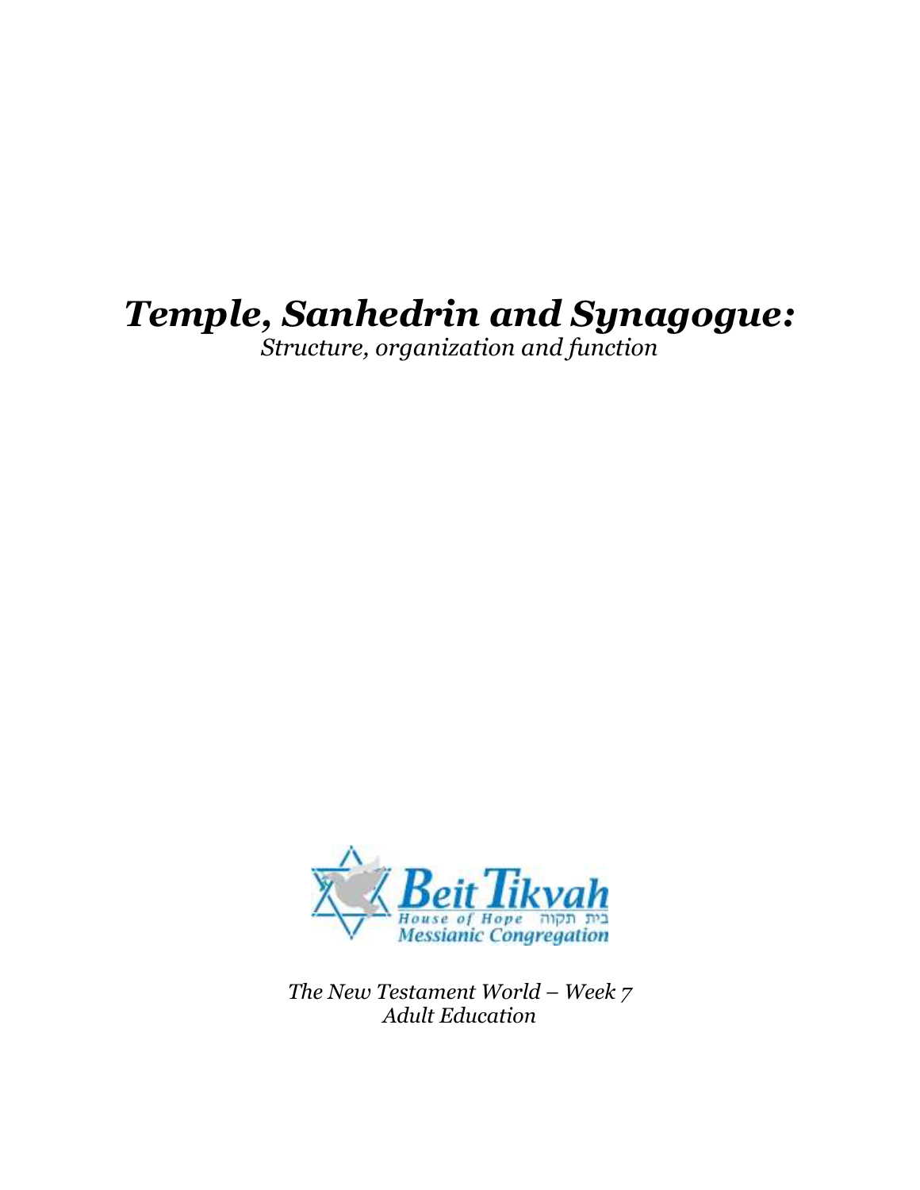# *Temple, Sanhedrin and Synagogue:*

*Structure, organization and function*

Beit Tikvah
House of Hope בית תקוה
Messianic Congregation

*The New Testament World – Week 7*
*Adult Education*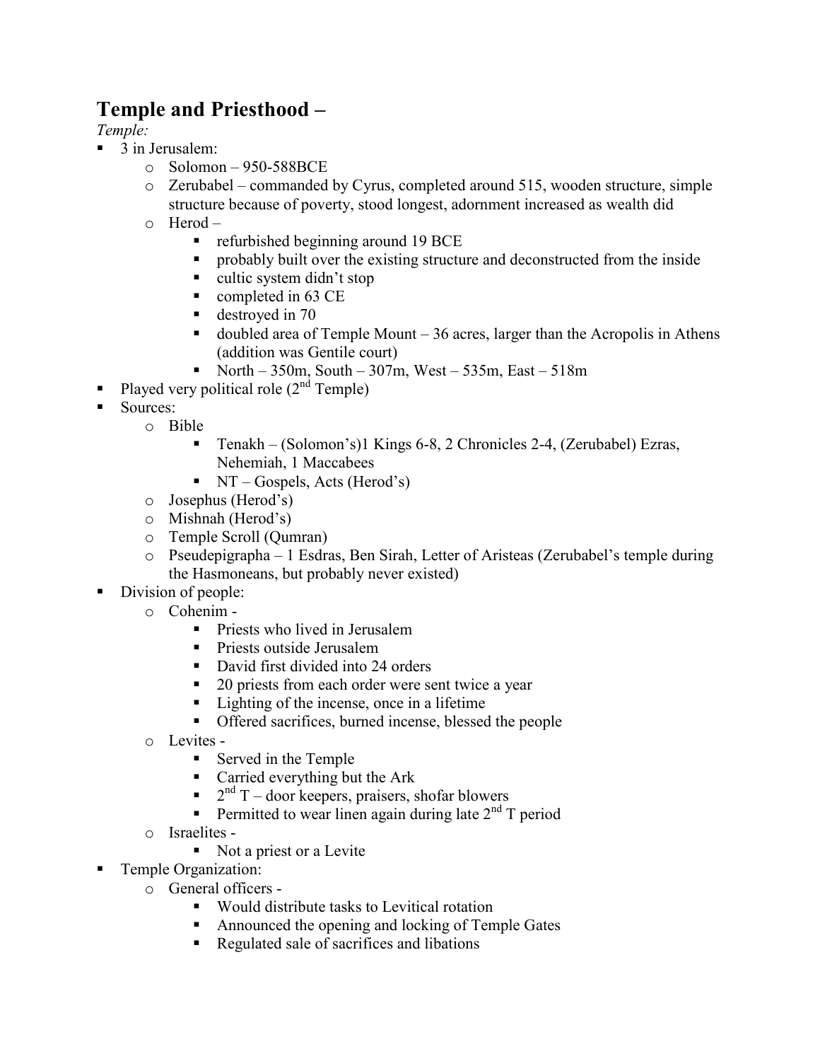# Temple and Priesthood –

*Temple:*

- 3 in Jerusalem:
  - Solomon – 950-588BCE
  - Zerubabel – commanded by Cyrus, completed around 515, wooden structure, simple structure because of poverty, stood longest, adornment increased as wealth did
  - Herod –
    - refurbished beginning around 19 BCE
    - probably built over the existing structure and deconstructed from the inside
    - cultic system didn't stop
    - completed in 63 CE
    - destroyed in 70
    - doubled area of Temple Mount – 36 acres, larger than the Acropolis in Athens (addition was Gentile court)
    - North – 350m, South – 307m, West – 535m, East – 518m
- Played very political role (2nd Temple)
- Sources:
  - Bible
    - Tenakh – (Solomon's)1 Kings 6-8, 2 Chronicles 2-4, (Zerubabel) Ezras, Nehemiah, 1 Maccabees
    - NT – Gospels, Acts (Herod's)
  - Josephus (Herod's)
  - Mishnah (Herod's)
  - Temple Scroll (Qumran)
  - Pseudepigrapha – 1 Esdras, Ben Sirah, Letter of Aristeas (Zerubabel's temple during the Hasmoneans, but probably never existed)
- Division of people:
  - Cohenim -
    - Priests who lived in Jerusalem
    - Priests outside Jerusalem
    - David first divided into 24 orders
    - 20 priests from each order were sent twice a year
    - Lighting of the incense, once in a lifetime
    - Offered sacrifices, burned incense, blessed the people
  - Levites -
    - Served in the Temple
    - Carried everything but the Ark
    - 2nd T – door keepers, praisers, shofar blowers
    - Permitted to wear linen again during late 2nd T period
  - Israelites -
    - Not a priest or a Levite
- Temple Organization:
  - General officers -
    - Would distribute tasks to Levitical rotation
    - Announced the opening and locking of Temple Gates
    - Regulated sale of sacrifices and libations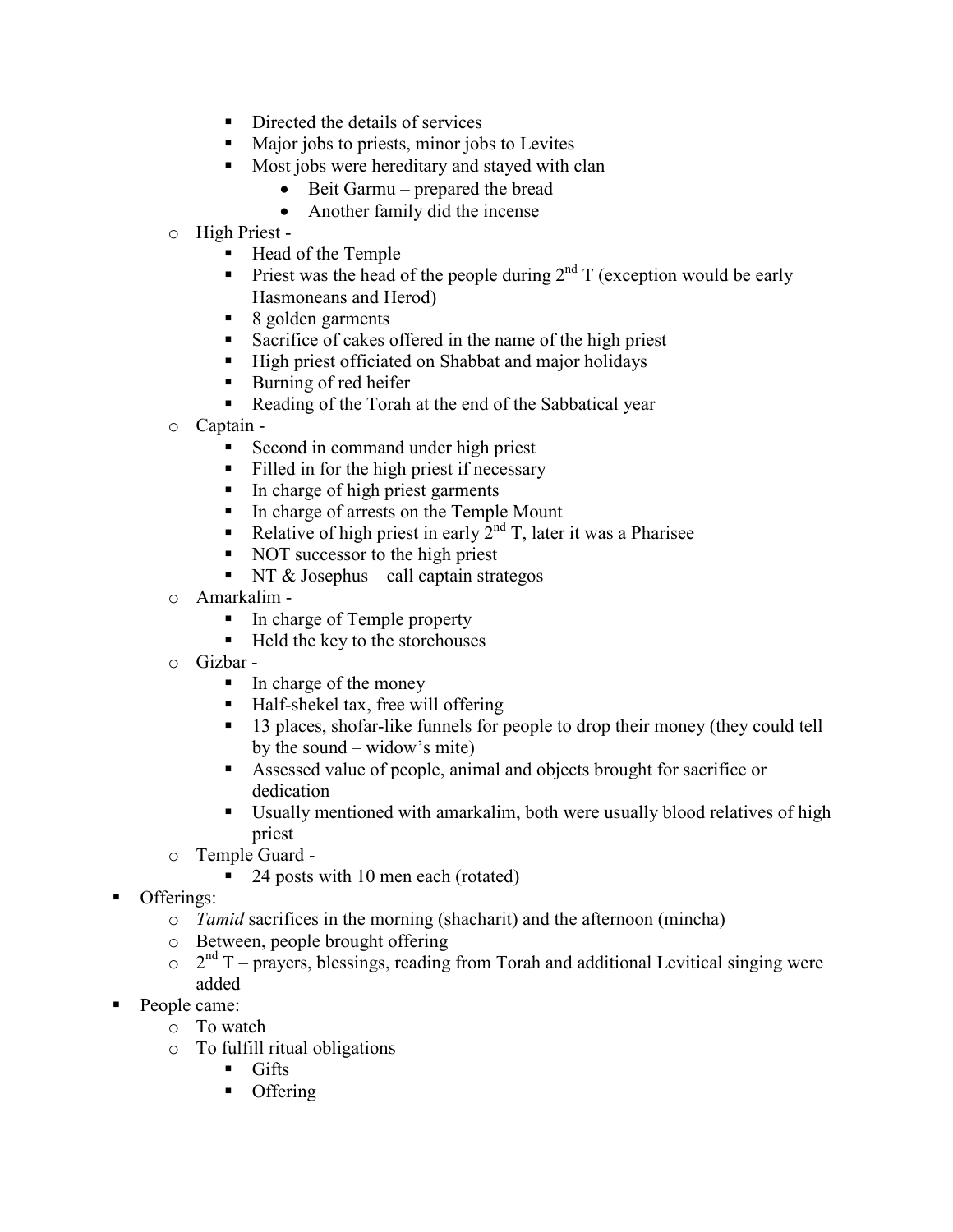- Directed the details of services
    - Major jobs to priests, minor jobs to Levites
    - Most jobs were hereditary and stayed with clan
      - Beit Garmu – prepared the bread
      - Another family did the incense
  - High Priest -
    - Head of the Temple
    - Priest was the head of the people during 2nd T (exception would be early Hasmoneans and Herod)
    - 8 golden garments
    - Sacrifice of cakes offered in the name of the high priest
    - High priest officiated on Shabbat and major holidays
    - Burning of red heifer
    - Reading of the Torah at the end of the Sabbatical year
  - Captain -
    - Second in command under high priest
    - Filled in for the high priest if necessary
    - In charge of high priest garments
    - In charge of arrests on the Temple Mount
    - Relative of high priest in early 2nd T, later it was a Pharisee
    - NOT successor to the high priest
    - NT & Josephus – call captain strategos
  - Amarkalim -
    - In charge of Temple property
    - Held the key to the storehouses
  - Gizbar -
    - In charge of the money
    - Half-shekel tax, free will offering
    - 13 places, shofar-like funnels for people to drop their money (they could tell by the sound – widow's mite)
    - Assessed value of people, animal and objects brought for sacrifice or dedication
    - Usually mentioned with amarkalim, both were usually blood relatives of high priest
  - Temple Guard -
    - 24 posts with 10 men each (rotated)
- Offerings:
  - *Tamid* sacrifices in the morning (shacharit) and the afternoon (mincha)
  - Between, people brought offering
  - 2nd T – prayers, blessings, reading from Torah and additional Levitical singing were added
- People came:
  - To watch
  - To fulfill ritual obligations
    - Gifts
    - Offering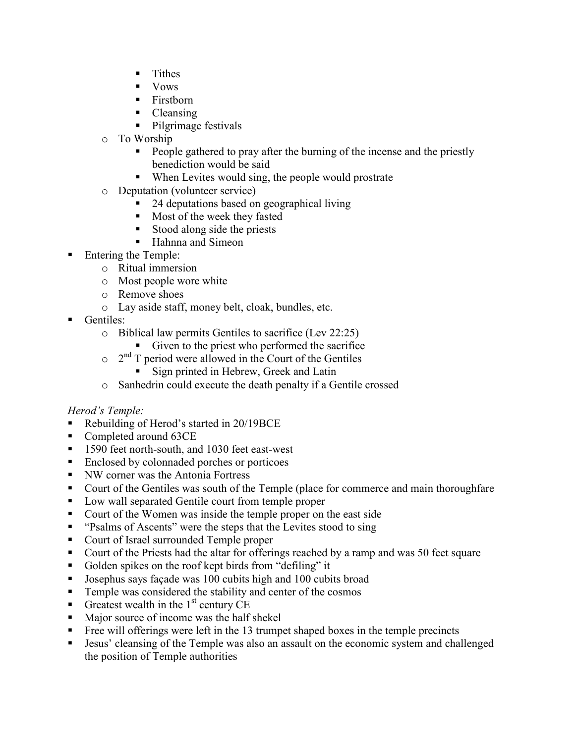- Tithes
        - Vows
        - Firstborn
        - Cleansing
        - Pilgrimage festivals
    - To Worship
        - People gathered to pray after the burning of the incense and the priestly benediction would be said
        - When Levites would sing, the people would prostrate
    - Deputation (volunteer service)
        - 24 deputations based on geographical living
        - Most of the week they fasted
        - Stood along side the priests
        - Hahnna and Simeon
- Entering the Temple:
    - Ritual immersion
    - Most people wore white
    - Remove shoes
    - Lay aside staff, money belt, cloak, bundles, etc.
- Gentiles:
    - Biblical law permits Gentiles to sacrifice (Lev 22:25)
        - Given to the priest who performed the sacrifice
    - 2nd T period were allowed in the Court of the Gentiles
        - Sign printed in Hebrew, Greek and Latin
    - Sanhedrin could execute the death penalty if a Gentile crossed

*Herod's Temple:*

- Rebuilding of Herod's started in 20/19BCE
- Completed around 63CE
- 1590 feet north-south, and 1030 feet east-west
- Enclosed by colonnaded porches or porticoes
- NW corner was the Antonia Fortress
- Court of the Gentiles was south of the Temple (place for commerce and main thoroughfare
- Low wall separated Gentile court from temple proper
- Court of the Women was inside the temple proper on the east side
- "Psalms of Ascents" were the steps that the Levites stood to sing
- Court of Israel surrounded Temple proper
- Court of the Priests had the altar for offerings reached by a ramp and was 50 feet square
- Golden spikes on the roof kept birds from "defiling" it
- Josephus says façade was 100 cubits high and 100 cubits broad
- Temple was considered the stability and center of the cosmos
- Greatest wealth in the 1st century CE
- Major source of income was the half shekel
- Free will offerings were left in the 13 trumpet shaped boxes in the temple precincts
- Jesus' cleansing of the Temple was also an assault on the economic system and challenged the position of Temple authorities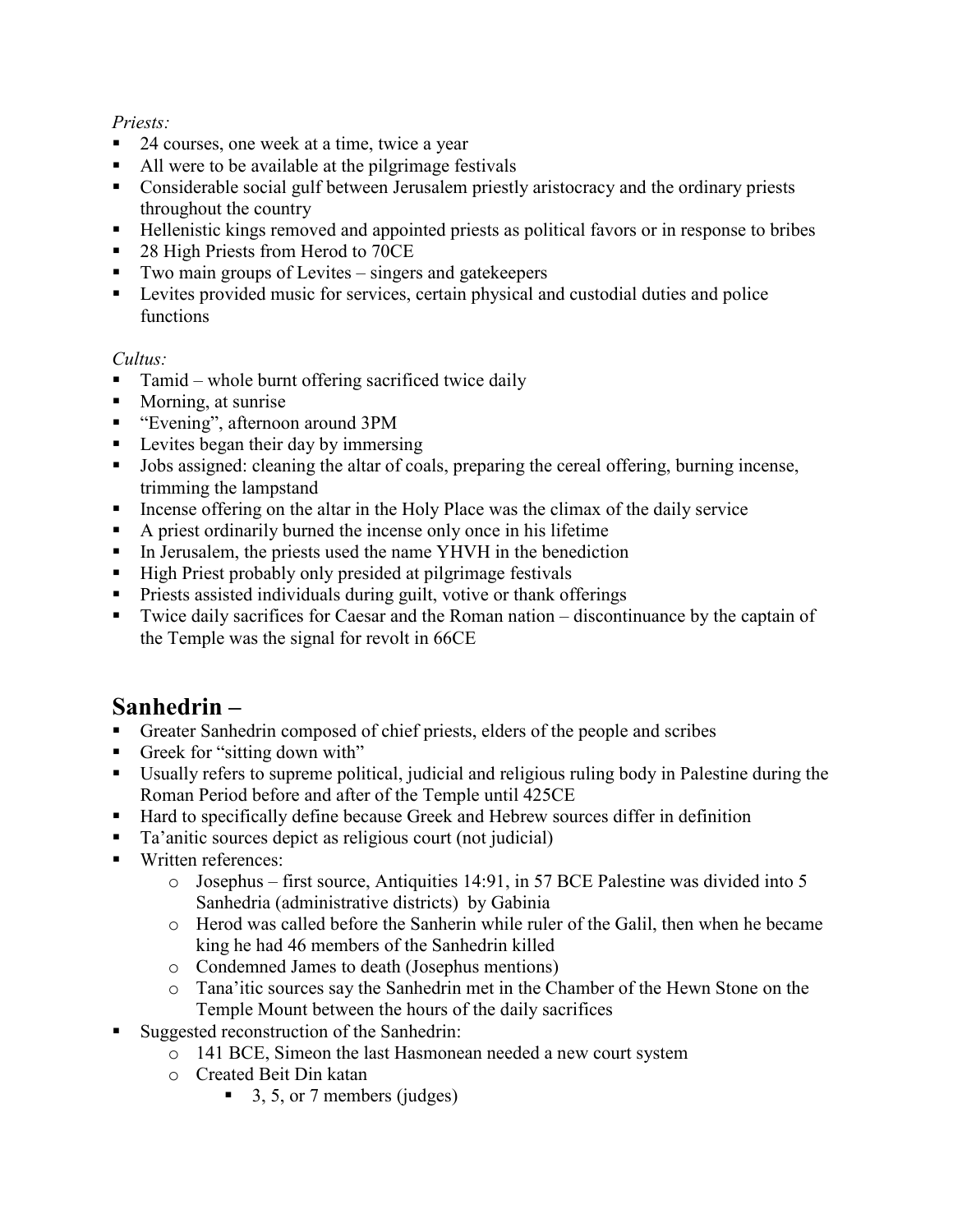*Priests:*

- 24 courses, one week at a time, twice a year
- All were to be available at the pilgrimage festivals
- Considerable social gulf between Jerusalem priestly aristocracy and the ordinary priests throughout the country
- Hellenistic kings removed and appointed priests as political favors or in response to bribes
- 28 High Priests from Herod to 70CE
- Two main groups of Levites – singers and gatekeepers
- Levites provided music for services, certain physical and custodial duties and police functions

*Cultus:*

- Tamid – whole burnt offering sacrificed twice daily
- Morning, at sunrise
- "Evening", afternoon around 3PM
- Levites began their day by immersing
- Jobs assigned: cleaning the altar of coals, preparing the cereal offering, burning incense, trimming the lampstand
- Incense offering on the altar in the Holy Place was the climax of the daily service
- A priest ordinarily burned the incense only once in his lifetime
- In Jerusalem, the priests used the name YHVH in the benediction
- High Priest probably only presided at pilgrimage festivals
- Priests assisted individuals during guilt, votive or thank offerings
- Twice daily sacrifices for Caesar and the Roman nation – discontinuance by the captain of the Temple was the signal for revolt in 66CE

## Sanhedrin –

- Greater Sanhedrin composed of chief priests, elders of the people and scribes
- Greek for "sitting down with"
- Usually refers to supreme political, judicial and religious ruling body in Palestine during the Roman Period before and after of the Temple until 425CE
- Hard to specifically define because Greek and Hebrew sources differ in definition
- Ta'anitic sources depict as religious court (not judicial)
- Written references:
  - Josephus – first source, Antiquities 14:91, in 57 BCE Palestine was divided into 5 Sanhedria (administrative districts) by Gabinia
  - Herod was called before the Sanherin while ruler of the Galil, then when he became king he had 46 members of the Sanhedrin killed
  - Condemned James to death (Josephus mentions)
  - Tana'itic sources say the Sanhedrin met in the Chamber of the Hewn Stone on the Temple Mount between the hours of the daily sacrifices
- Suggested reconstruction of the Sanhedrin:
  - 141 BCE, Simeon the last Hasmonean needed a new court system
  - Created Beit Din katan
    - 3, 5, or 7 members (judges)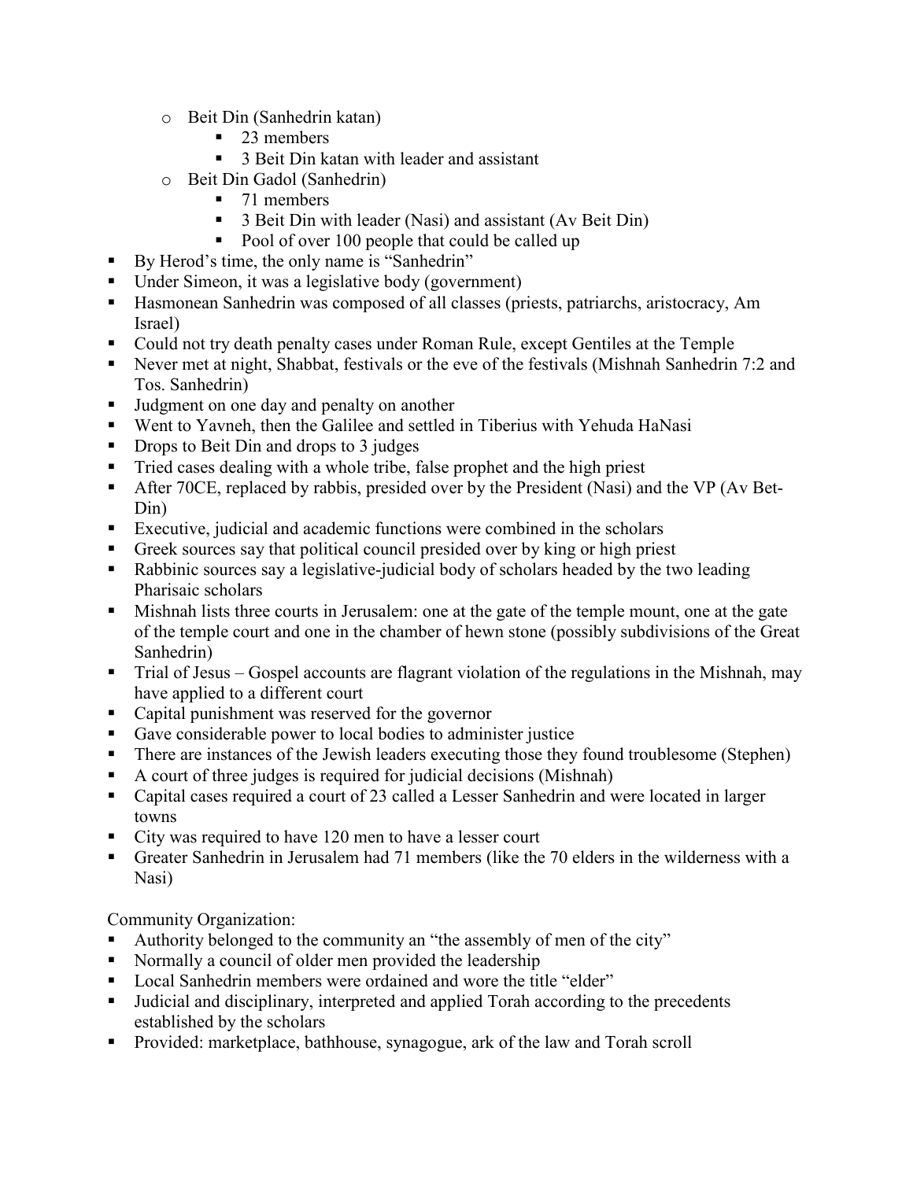- Beit Din (Sanhedrin katan)
  - 23 members
  - 3 Beit Din katan with leader and assistant
- Beit Din Gadol (Sanhedrin)
  - 71 members
  - 3 Beit Din with leader (Nasi) and assistant (Av Beit Din)
  - Pool of over 100 people that could be called up

- By Herod's time, the only name is "Sanhedrin"
- Under Simeon, it was a legislative body (government)
- Hasmonean Sanhedrin was composed of all classes (priests, patriarchs, aristocracy, Am Israel)
- Could not try death penalty cases under Roman Rule, except Gentiles at the Temple
- Never met at night, Shabbat, festivals or the eve of the festivals (Mishnah Sanhedrin 7:2 and Tos. Sanhedrin)
- Judgment on one day and penalty on another
- Went to Yavneh, then the Galilee and settled in Tiberius with Yehuda HaNasi
- Drops to Beit Din and drops to 3 judges
- Tried cases dealing with a whole tribe, false prophet and the high priest
- After 70CE, replaced by rabbis, presided over by the President (Nasi) and the VP (Av Bet-Din)
- Executive, judicial and academic functions were combined in the scholars
- Greek sources say that political council presided over by king or high priest
- Rabbinic sources say a legislative-judicial body of scholars headed by the two leading Pharisaic scholars
- Mishnah lists three courts in Jerusalem: one at the gate of the temple mount, one at the gate of the temple court and one in the chamber of hewn stone (possibly subdivisions of the Great Sanhedrin)
- Trial of Jesus – Gospel accounts are flagrant violation of the regulations in the Mishnah, may have applied to a different court
- Capital punishment was reserved for the governor
- Gave considerable power to local bodies to administer justice
- There are instances of the Jewish leaders executing those they found troublesome (Stephen)
- A court of three judges is required for judicial decisions (Mishnah)
- Capital cases required a court of 23 called a Lesser Sanhedrin and were located in larger towns
- City was required to have 120 men to have a lesser court
- Greater Sanhedrin in Jerusalem had 71 members (like the 70 elders in the wilderness with a Nasi)

Community Organization:

- Authority belonged to the community an "the assembly of men of the city"
- Normally a council of older men provided the leadership
- Local Sanhedrin members were ordained and wore the title "elder"
- Judicial and disciplinary, interpreted and applied Torah according to the precedents established by the scholars
- Provided: marketplace, bathhouse, synagogue, ark of the law and Torah scroll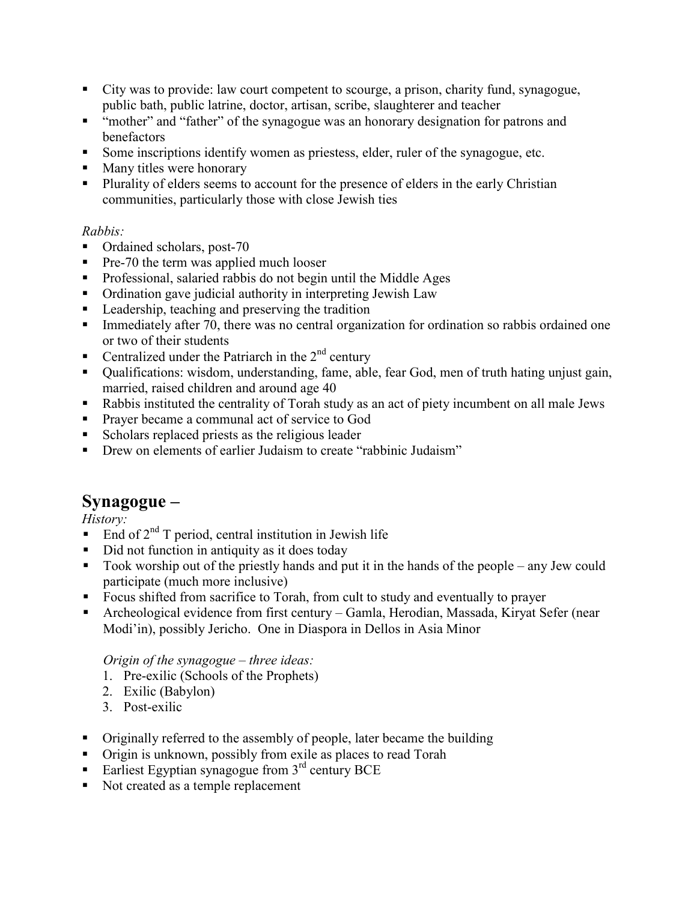- City was to provide: law court competent to scourge, a prison, charity fund, synagogue, public bath, public latrine, doctor, artisan, scribe, slaughterer and teacher
- "mother" and "father" of the synagogue was an honorary designation for patrons and benefactors
- Some inscriptions identify women as priestess, elder, ruler of the synagogue, etc.
- Many titles were honorary
- Plurality of elders seems to account for the presence of elders in the early Christian communities, particularly those with close Jewish ties

*Rabbis:*

- Ordained scholars, post-70
- Pre-70 the term was applied much looser
- Professional, salaried rabbis do not begin until the Middle Ages
- Ordination gave judicial authority in interpreting Jewish Law
- Leadership, teaching and preserving the tradition
- Immediately after 70, there was no central organization for ordination so rabbis ordained one or two of their students
- Centralized under the Patriarch in the 2nd century
- Qualifications: wisdom, understanding, fame, able, fear God, men of truth hating unjust gain, married, raised children and around age 40
- Rabbis instituted the centrality of Torah study as an act of piety incumbent on all male Jews
- Prayer became a communal act of service to God
- Scholars replaced priests as the religious leader
- Drew on elements of earlier Judaism to create "rabbinic Judaism"

## Synagogue –

*History:*

- End of 2nd T period, central institution in Jewish life
- Did not function in antiquity as it does today
- Took worship out of the priestly hands and put it in the hands of the people – any Jew could participate (much more inclusive)
- Focus shifted from sacrifice to Torah, from cult to study and eventually to prayer
- Archeological evidence from first century – Gamla, Herodian, Massada, Kiryat Sefer (near Modi'in), possibly Jericho. One in Diaspora in Dellos in Asia Minor

*Origin of the synagogue – three ideas:*

1. Pre-exilic (Schools of the Prophets)
2. Exilic (Babylon)
3. Post-exilic

- Originally referred to the assembly of people, later became the building
- Origin is unknown, possibly from exile as places to read Torah
- Earliest Egyptian synagogue from 3rd century BCE
- Not created as a temple replacement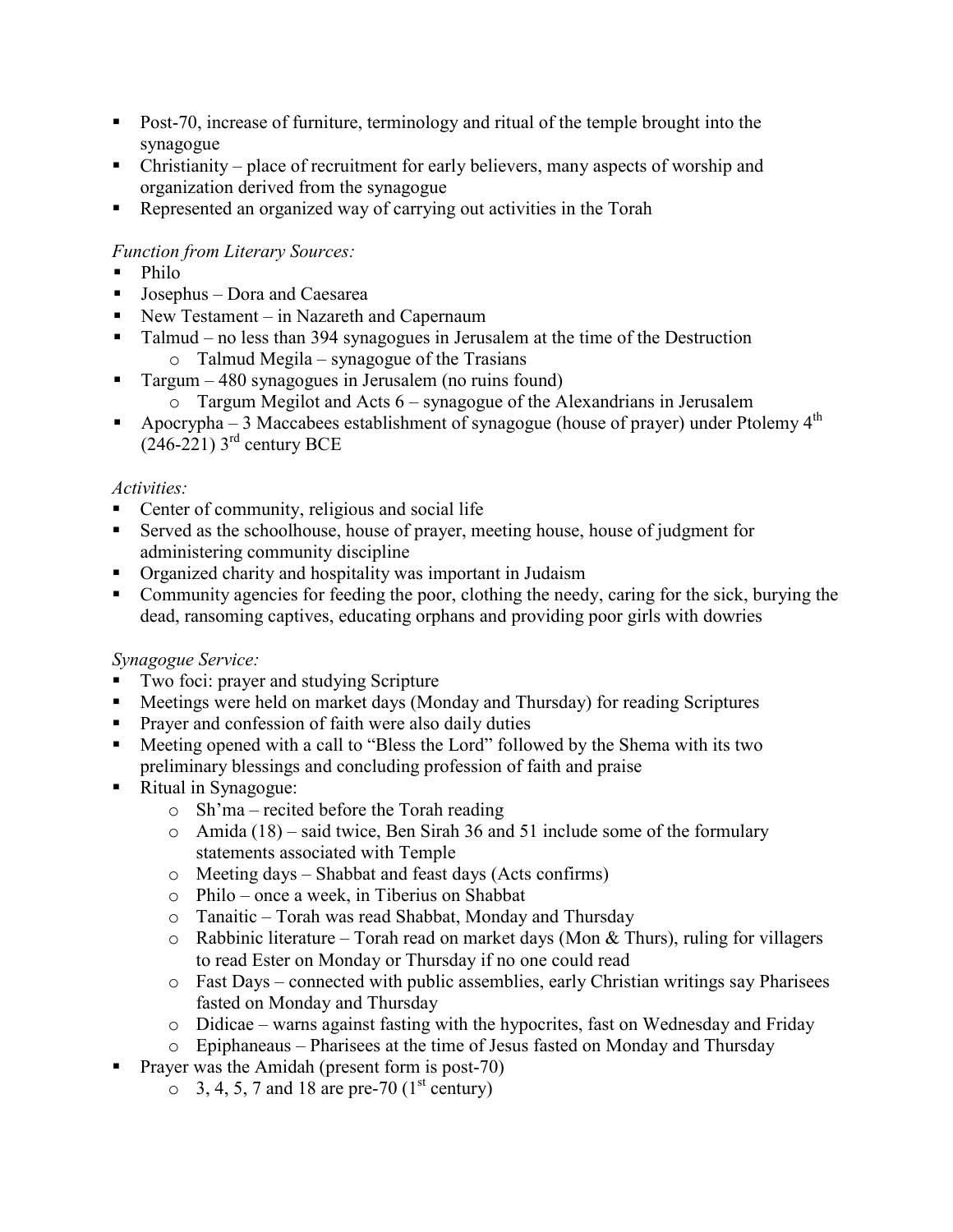- Post-70, increase of furniture, terminology and ritual of the temple brought into the synagogue
- Christianity – place of recruitment for early believers, many aspects of worship and organization derived from the synagogue
- Represented an organized way of carrying out activities in the Torah

*Function from Literary Sources:*

- Philo
- Josephus – Dora and Caesarea
- New Testament – in Nazareth and Capernaum
- Talmud – no less than 394 synagogues in Jerusalem at the time of the Destruction
  - Talmud Megila – synagogue of the Trasians
- Targum – 480 synagogues in Jerusalem (no ruins found)
  - Targum Megilot and Acts 6 – synagogue of the Alexandrians in Jerusalem
- Apocrypha – 3 Maccabees establishment of synagogue (house of prayer) under Ptolemy 4th (246-221) 3rd century BCE

*Activities:*

- Center of community, religious and social life
- Served as the schoolhouse, house of prayer, meeting house, house of judgment for administering community discipline
- Organized charity and hospitality was important in Judaism
- Community agencies for feeding the poor, clothing the needy, caring for the sick, burying the dead, ransoming captives, educating orphans and providing poor girls with dowries

*Synagogue Service:*

- Two foci: prayer and studying Scripture
- Meetings were held on market days (Monday and Thursday) for reading Scriptures
- Prayer and confession of faith were also daily duties
- Meeting opened with a call to "Bless the Lord" followed by the Shema with its two preliminary blessings and concluding profession of faith and praise
- Ritual in Synagogue:
  - Sh'ma – recited before the Torah reading
  - Amida (18) – said twice, Ben Sirah 36 and 51 include some of the formulary statements associated with Temple
  - Meeting days – Shabbat and feast days (Acts confirms)
  - Philo – once a week, in Tiberius on Shabbat
  - Tanaitic – Torah was read Shabbat, Monday and Thursday
  - Rabbinic literature – Torah read on market days (Mon & Thurs), ruling for villagers to read Ester on Monday or Thursday if no one could read
  - Fast Days – connected with public assemblies, early Christian writings say Pharisees fasted on Monday and Thursday
  - Didicae – warns against fasting with the hypocrites, fast on Wednesday and Friday
  - Epiphaneaus – Pharisees at the time of Jesus fasted on Monday and Thursday
- Prayer was the Amidah (present form is post-70)
  - 3, 4, 5, 7 and 18 are pre-70 (1st century)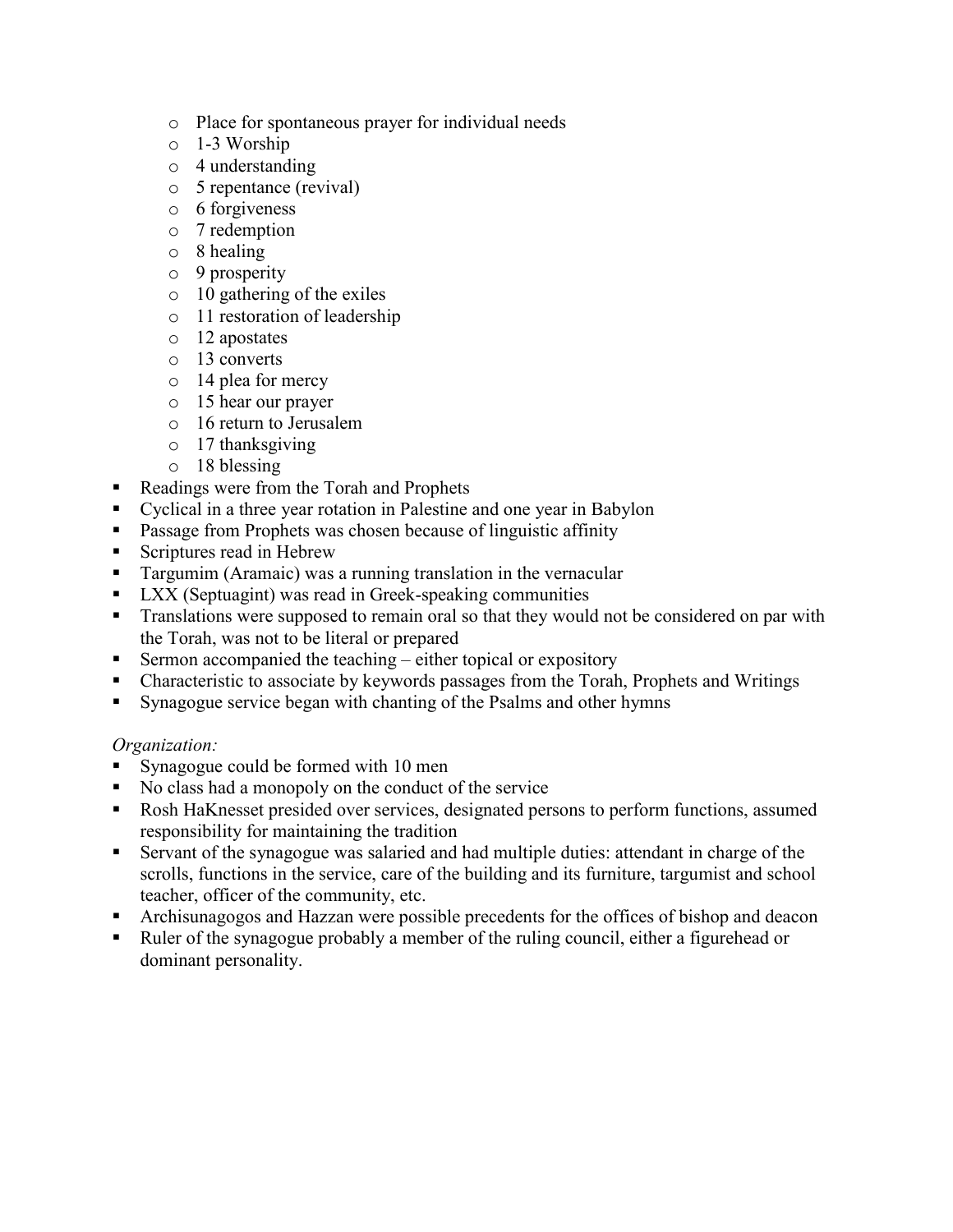- Place for spontaneous prayer for individual needs
    - 1-3 Worship
    - 4 understanding
    - 5 repentance (revival)
    - 6 forgiveness
    - 7 redemption
    - 8 healing
    - 9 prosperity
    - 10 gathering of the exiles
    - 11 restoration of leadership
    - 12 apostates
    - 13 converts
    - 14 plea for mercy
    - 15 hear our prayer
    - 16 return to Jerusalem
    - 17 thanksgiving
    - 18 blessing
- Readings were from the Torah and Prophets
- Cyclical in a three year rotation in Palestine and one year in Babylon
- Passage from Prophets was chosen because of linguistic affinity
- Scriptures read in Hebrew
- Targumim (Aramaic) was a running translation in the vernacular
- LXX (Septuagint) was read in Greek-speaking communities
- Translations were supposed to remain oral so that they would not be considered on par with the Torah, was not to be literal or prepared
- Sermon accompanied the teaching – either topical or expository
- Characteristic to associate by keywords passages from the Torah, Prophets and Writings
- Synagogue service began with chanting of the Psalms and other hymns

*Organization:*

- Synagogue could be formed with 10 men
- No class had a monopoly on the conduct of the service
- Rosh HaKnesset presided over services, designated persons to perform functions, assumed responsibility for maintaining the tradition
- Servant of the synagogue was salaried and had multiple duties: attendant in charge of the scrolls, functions in the service, care of the building and its furniture, targumist and school teacher, officer of the community, etc.
- Archisunagogos and Hazzan were possible precedents for the offices of bishop and deacon
- Ruler of the synagogue probably a member of the ruling council, either a figurehead or dominant personality.